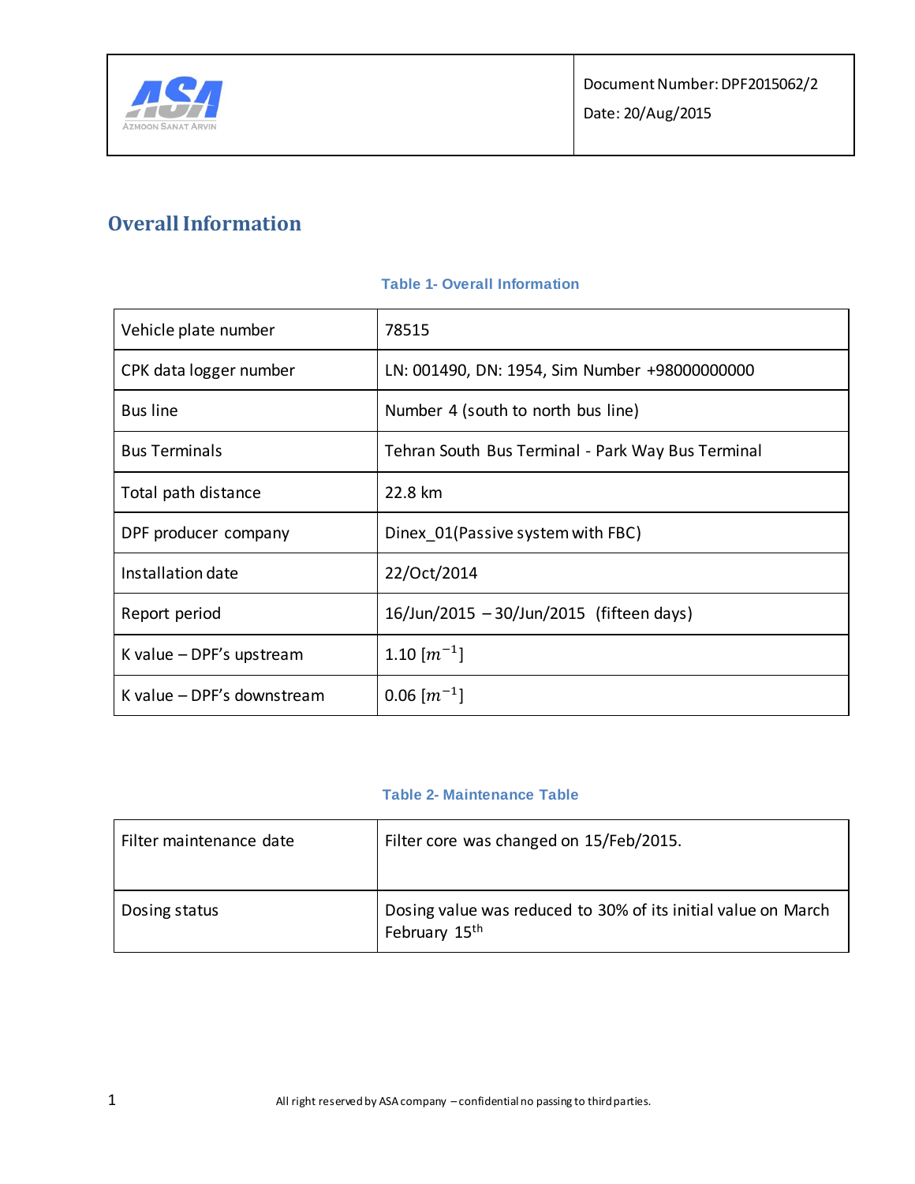| ASA Azmoon Sanat Arvin | Document Number: DPF2015062/2<br>Date: 20/Aug/2015 |
|---|---|

# Overall Information

**Table 1- Overall Information**

| Vehicle plate number | 78515 |
|---|---|
| CPK data logger number | LN: 001490, DN: 1954, Sim Number +98000000000 |
| Bus line | Number 4 (south to north bus line) |
| Bus Terminals | Tehran South Bus Terminal - Park Way Bus Terminal |
| Total path distance | 22.8 km |
| DPF producer company | Dinex_01(Passive system with FBC) |
| Installation date | 22/Oct/2014 |
| Report period | 16/Jun/2015 – 30/Jun/2015 (fifteen days) |
| K value – DPF's upstream | 1.10 $[m^{-1}]$ |
| K value – DPF's downstream | 0.06 $[m^{-1}]$ |

**Table 2- Maintenance Table**

| Filter maintenance date | Filter core was changed on 15/Feb/2015. |
|---|---|
| Dosing status | Dosing value was reduced to 30% of its initial value on March February 15$^{th}$ |

All right reserved by ASA company – confidential no passing to third parties.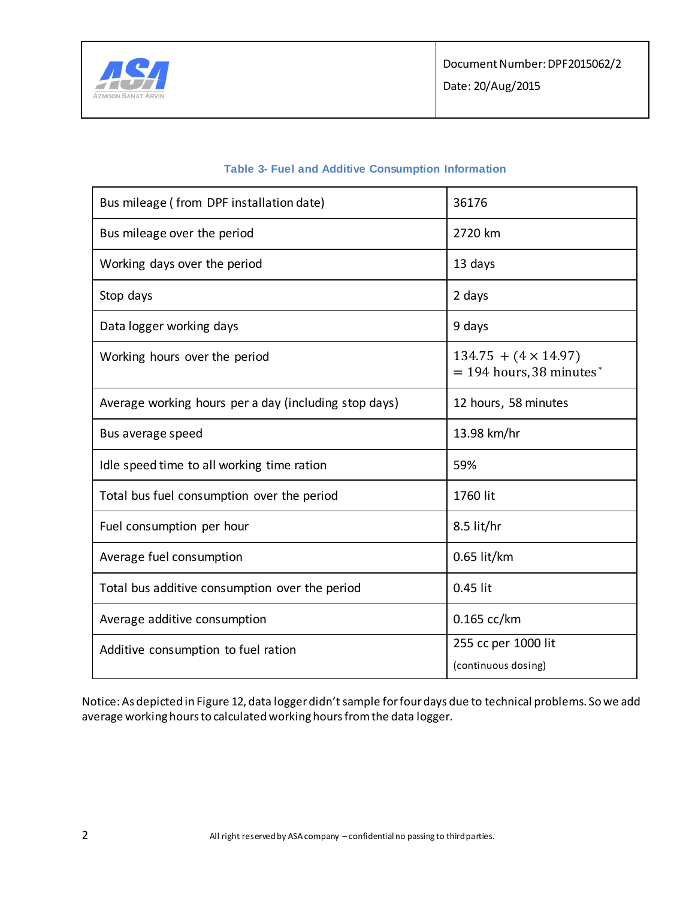**Table 3- Fuel and Additive Consumption Information**

| | |
|---|---|
| Bus mileage ( from DPF installation date) | 36176 |
| Bus mileage over the period | 2720 km |
| Working days over the period | 13 days |
| Stop days | 2 days |
| Data logger working days | 9 days |
| Working hours over the period | $134.75 + (4 \times 14.97) = 194 \text{ hours}, 38 \text{ minutes}^{*}$ |
| Average working hours per a day (including stop days) | 12 hours, 58 minutes |
| Bus average speed | 13.98 km/hr |
| Idle speed time to all working time ration | 59% |
| Total bus fuel consumption over the period | 1760 lit |
| Fuel consumption per hour | 8.5 lit/hr |
| Average fuel consumption | 0.65 lit/km |
| Total bus additive consumption over the period | 0.45 lit |
| Average additive consumption | 0.165 cc/km |
| Additive consumption to fuel ration | 255 cc per 1000 lit (continuous dosing) |

Notice: As depicted in Figure 12, data logger didn't sample for four days due to technical problems. So we add average working hours to calculated working hours from the data logger.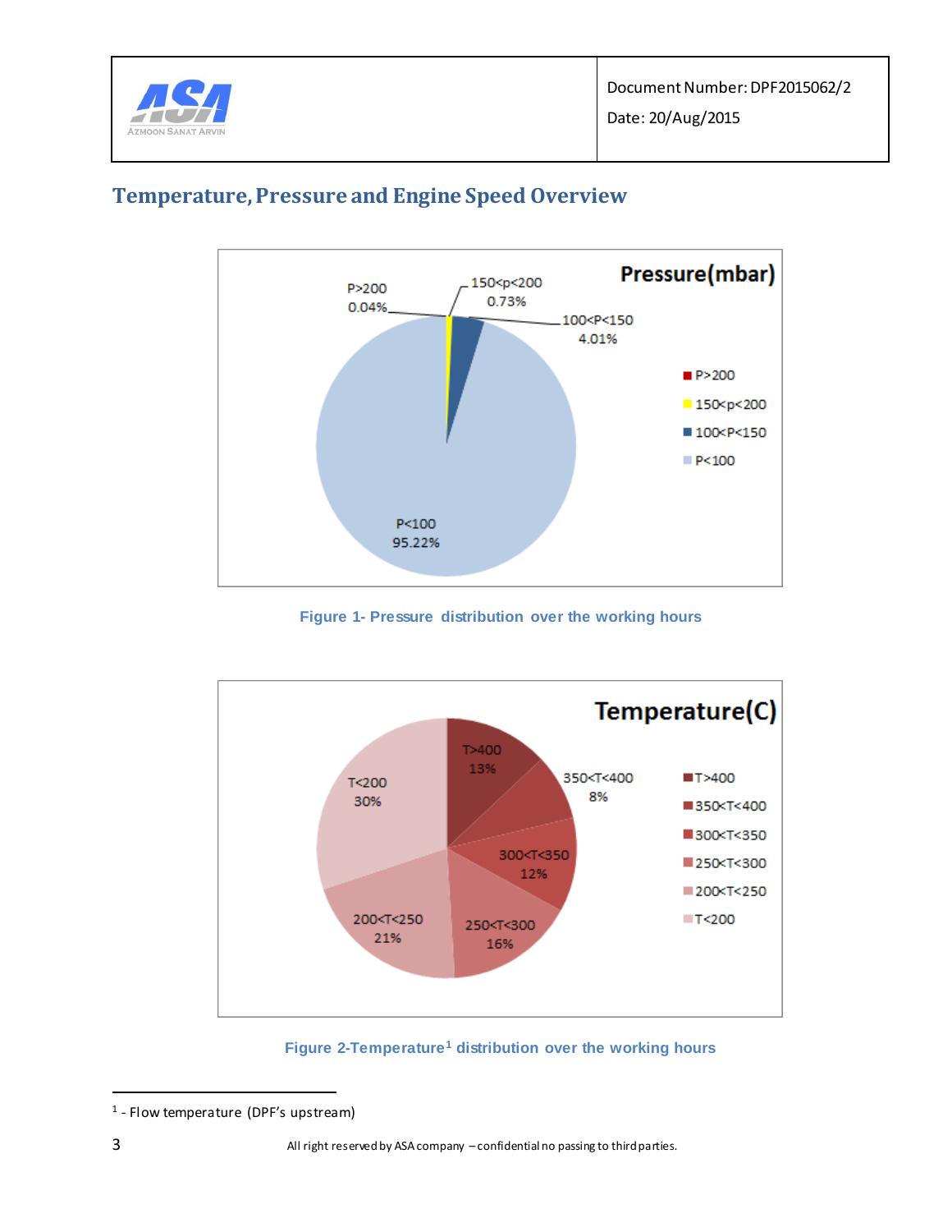## Temperature, Pressure and Engine Speed Overview

**Pressure(mbar)**

| Range | Share |
|---|---|
| P>200 | 0.04% |
| 150<p<200 | 0.73% |
| 100<P<150 | 4.01% |
| P<100 | 95.22% |

Figure 1- Pressure distribution over the working hours

**Temperature(C)**

| Range | Share |
|---|---|
| T>400 | 13% |
| 350<T<400 | 8% |
| 300<T<350 | 12% |
| 250<T<300 | 16% |
| 200<T<250 | 21% |
| T<200 | 30% |

Figure 2-Temperature[1] distribution over the working hours

[1] - Flow temperature (DPF's upstream)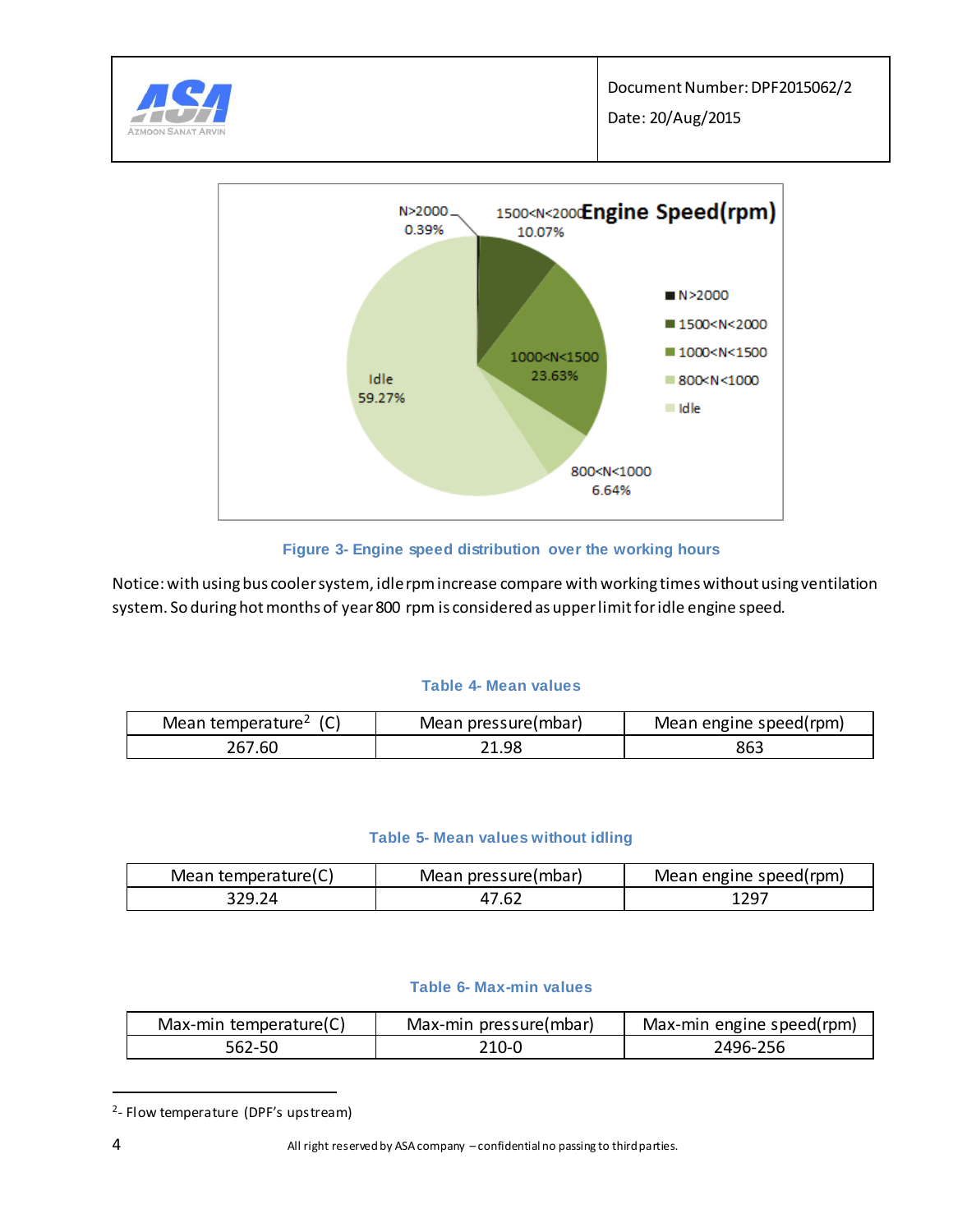**Figure 3- Engine speed distribution over the working hours**

Notice: with using bus cooler system, idle rpm increase compare with working times without using ventilation system. So during hot months of year 800 rpm is considered as upper limit for idle engine speed.

**Table 4- Mean values**

| Mean temperature[2] (C) | Mean pressure(mbar) | Mean engine speed(rpm) |
|---|---|---|
| 267.60 | 21.98 | 863 |

**Table 5- Mean values without idling**

| Mean temperature(C) | Mean pressure(mbar) | Mean engine speed(rpm) |
|---|---|---|
| 329.24 | 47.62 | 1297 |

**Table 6- Max-min values**

| Max-min temperature(C) | Max-min pressure(mbar) | Max-min engine speed(rpm) |
|---|---|---|
| 562-50 | 210-0 | 2496-256 |

[2]- Flow temperature (DPF's upstream)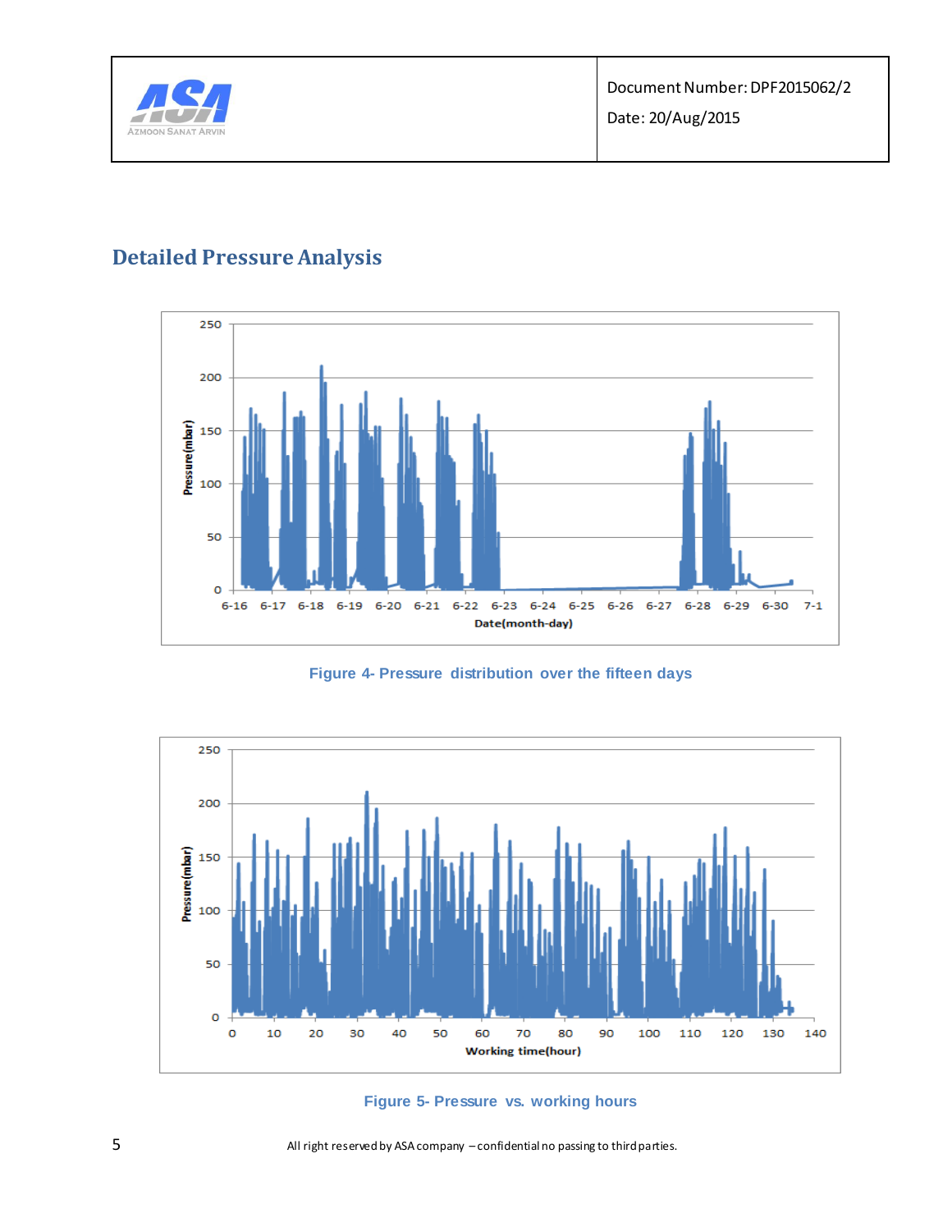## Detailed Pressure Analysis

Figure 4- Pressure distribution over the fifteen days

Figure 5- Pressure vs. working hours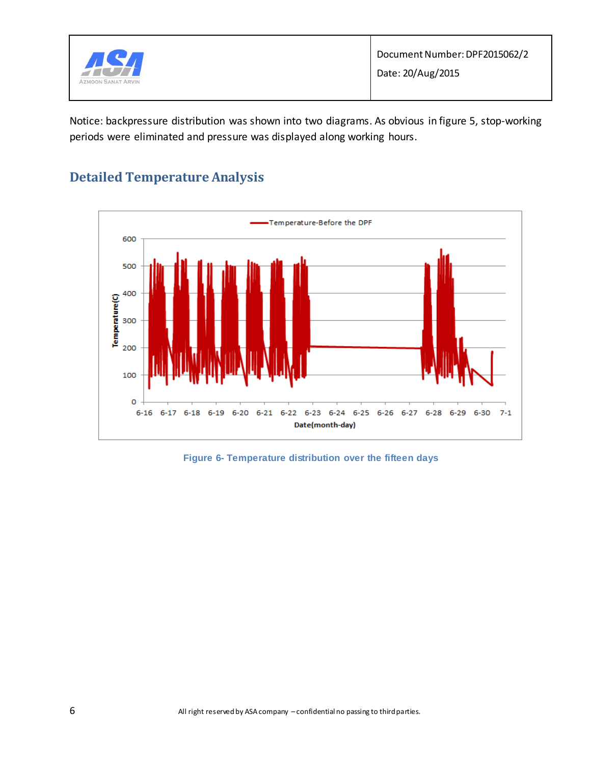Notice: backpressure distribution was shown into two diagrams. As obvious in figure 5, stop-working periods were eliminated and pressure was displayed along working hours.

## Detailed Temperature Analysis

Figure 6- Temperature distribution over the fifteen days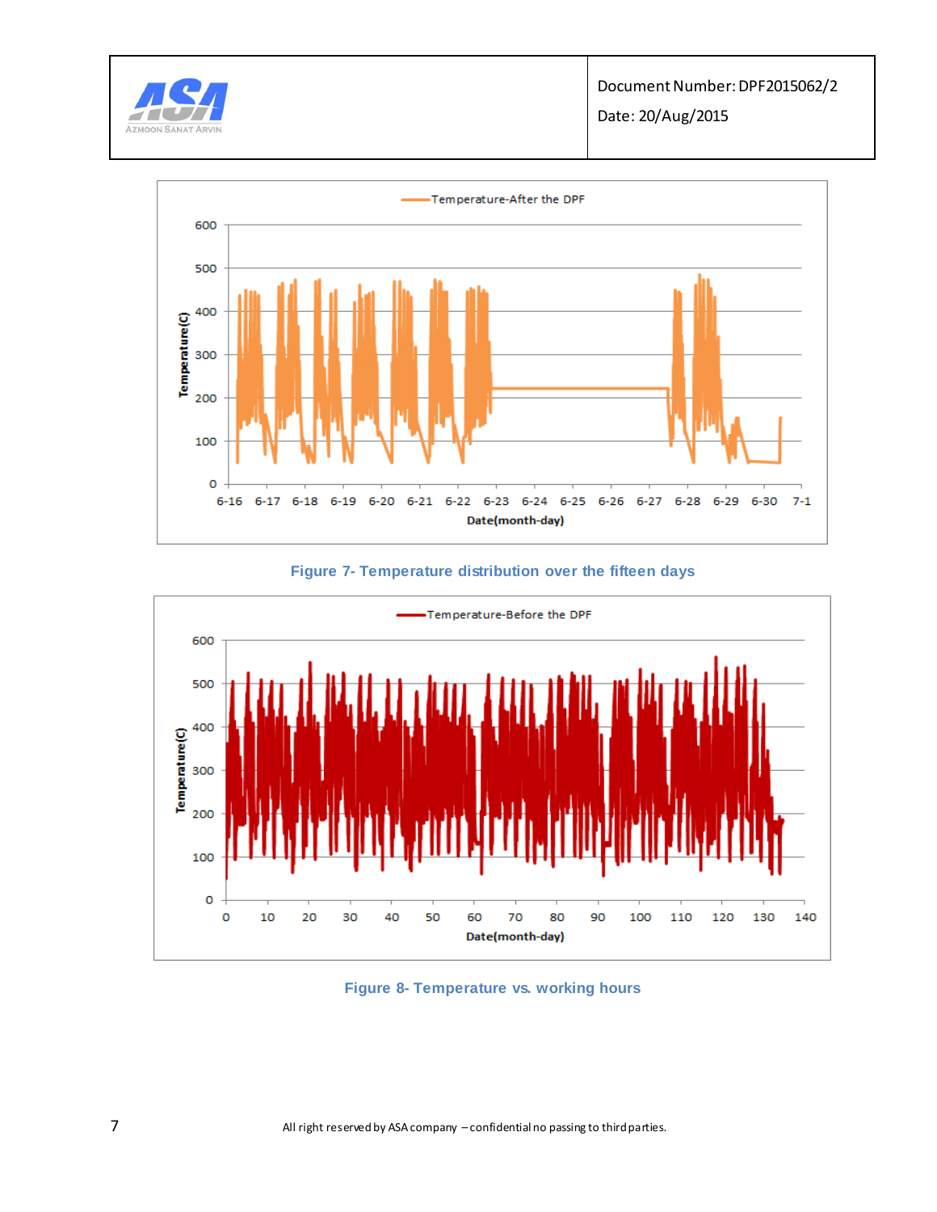Figure 7- Temperature distribution over the fifteen days

Figure 8- Temperature vs. working hours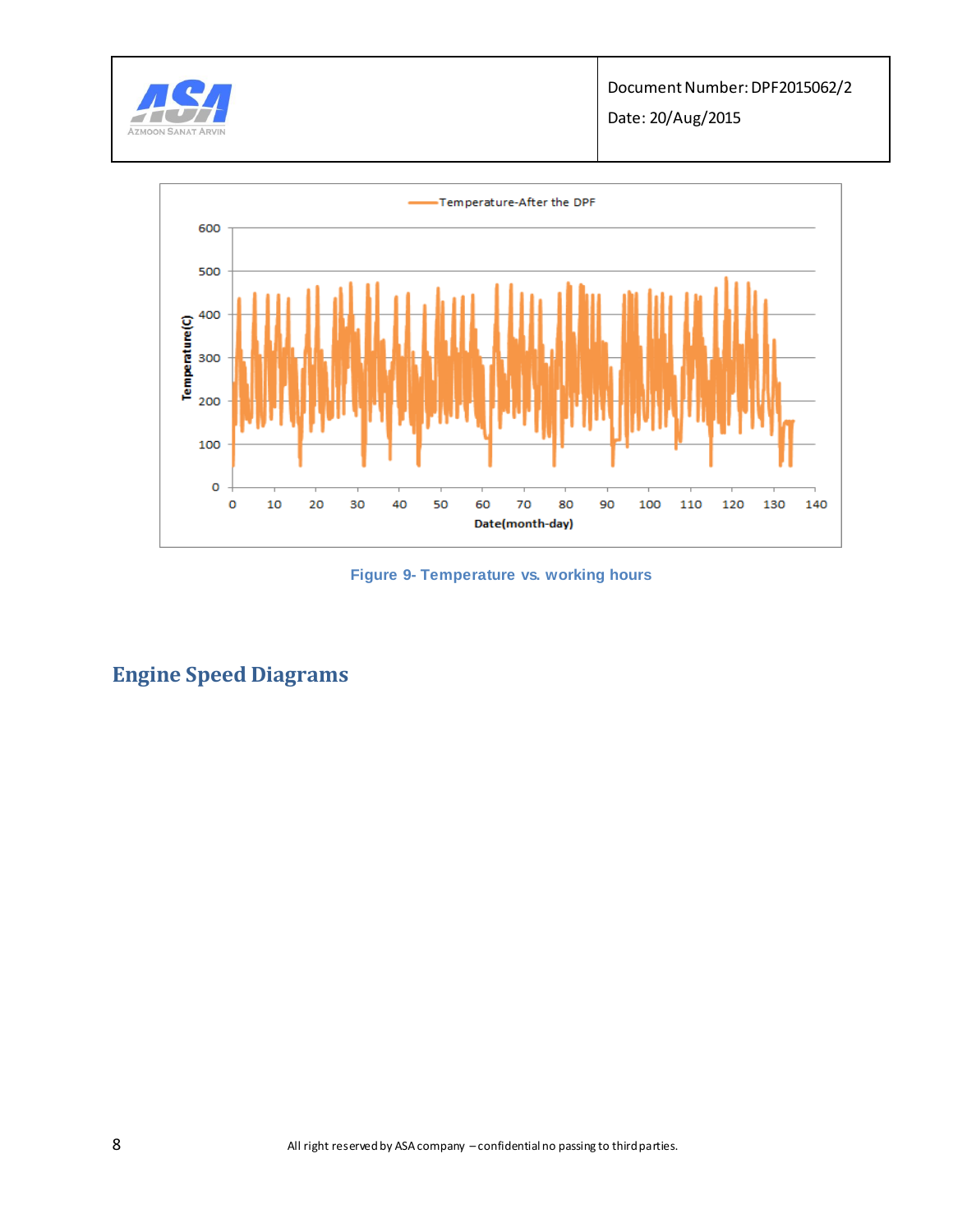Figure 9- Temperature vs. working hours

## Engine Speed Diagrams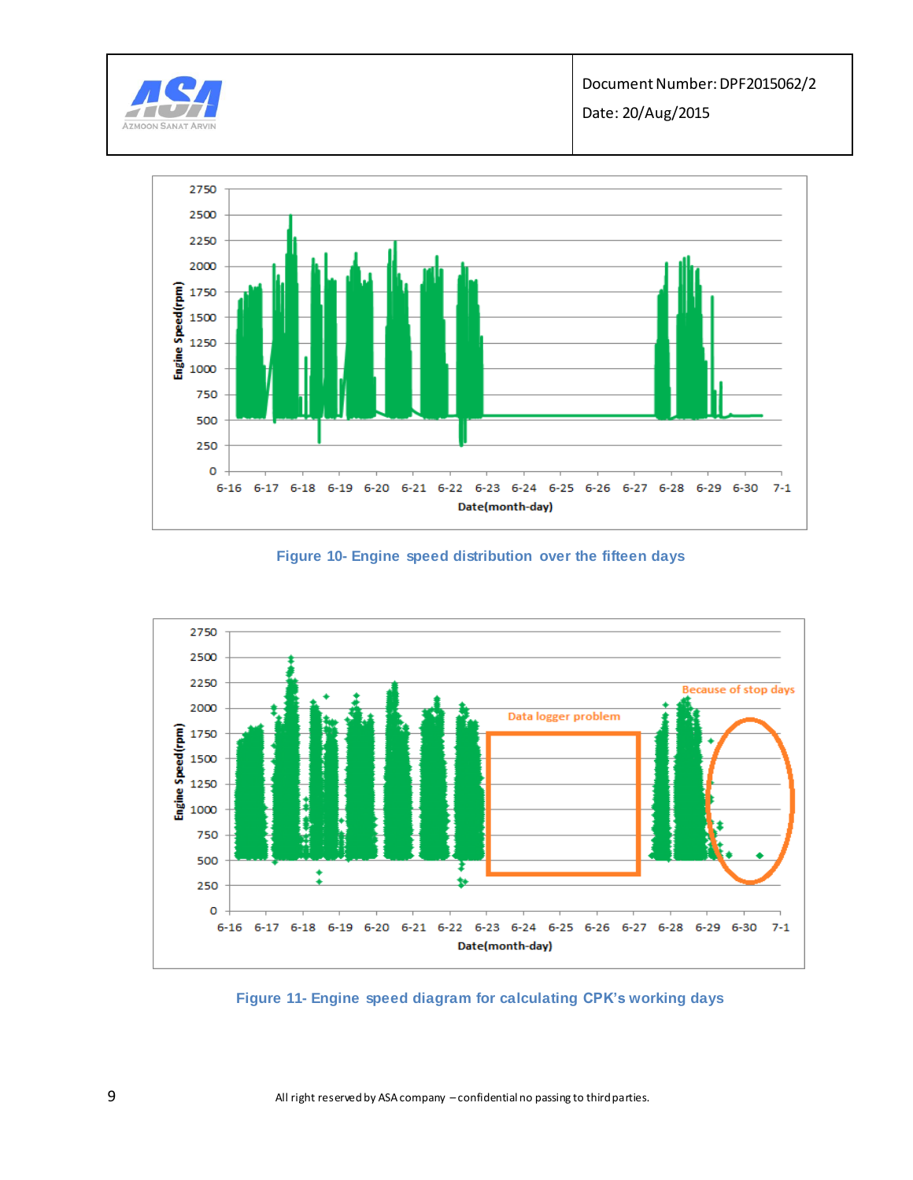Figure 10- Engine speed distribution over the fifteen days

Figure 11- Engine speed diagram for calculating CPK's working days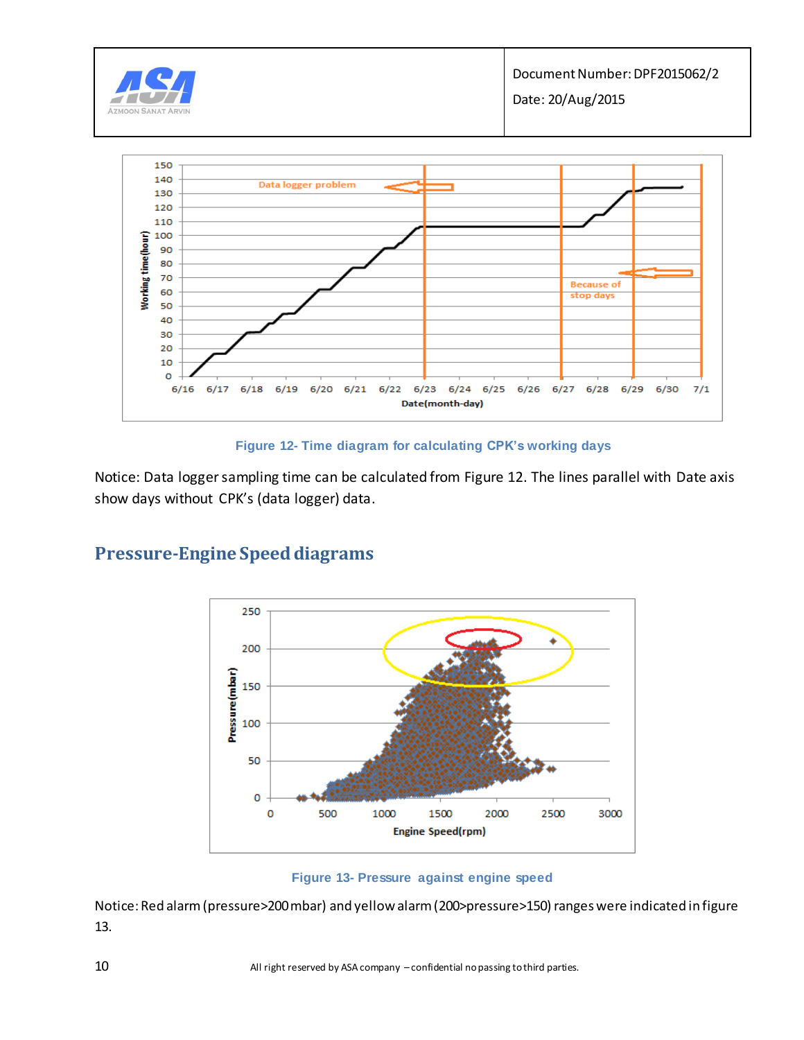Figure 12- Time diagram for calculating CPK's working days

Notice: Data logger sampling time can be calculated from Figure 12. The lines parallel with Date axis show days without CPK's (data logger) data.

## Pressure-Engine Speed diagrams

Figure 13- Pressure against engine speed

Notice: Red alarm (pressure>200 mbar) and yellow alarm (200>pressure>150) ranges were indicated in figure 13.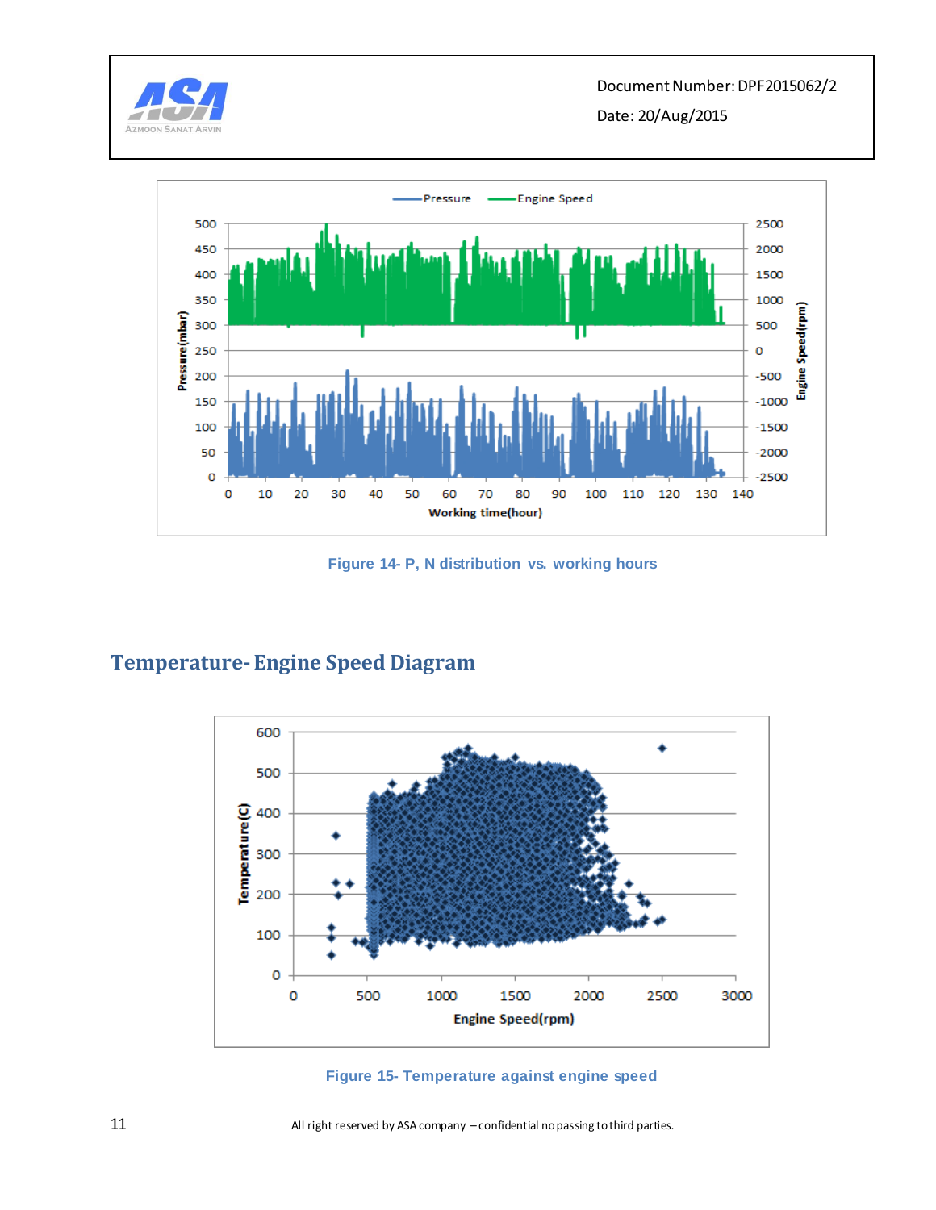Figure 14- P, N distribution vs. working hours

## Temperature- Engine Speed Diagram

Figure 15- Temperature against engine speed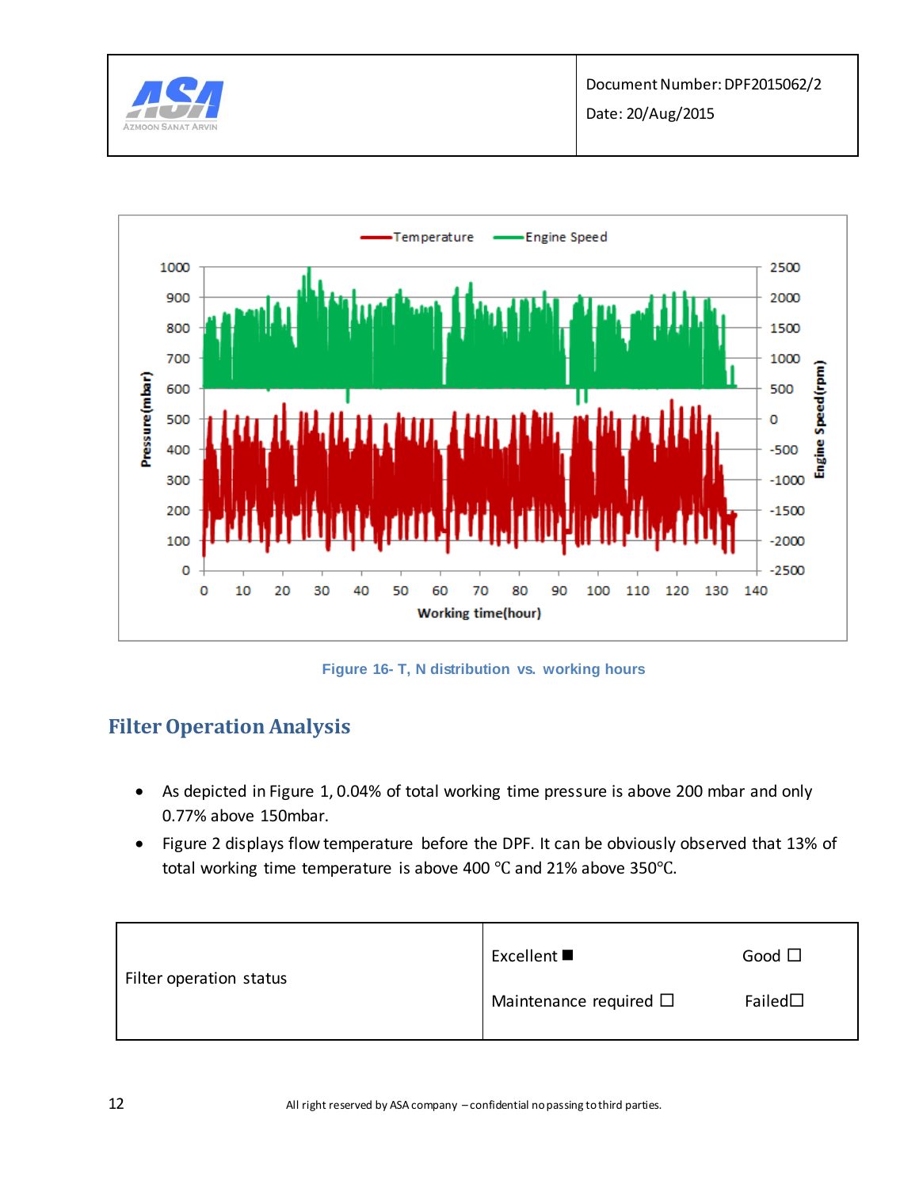| | |
|---|---|
| ASA Azmoon Sanat Arvin | Document Number: DPF2015062/2<br>Date: 20/Aug/2015 |

Temperature
Engine Speed

Pressure(mbar)
1000
900
800
700
600
500
400
300
200
100
0

Engine Speed(rpm)
2500
2000
1500
1000
500
0
-500
-1000
-1500
-2000
-2500

0 10 20 30 40 50 60 70 80 90 100 110 120 130 140
Working time(hour)

Figure 16- T, N distribution vs. working hours

## Filter Operation Analysis

- As depicted in Figure 1, 0.04% of total working time pressure is above 200 mbar and only 0.77% above 150mbar.
- Figure 2 displays flow temperature before the DPF. It can be obviously observed that 13% of total working time temperature is above 400 °C and 21% above 350°C.

| | | |
|---|---|---|
| Filter operation status | Excellent ■ | Good ☐ |
| | Maintenance required ☐ | Failed☐ |

All right reserved by ASA company – confidential no passing to third parties.